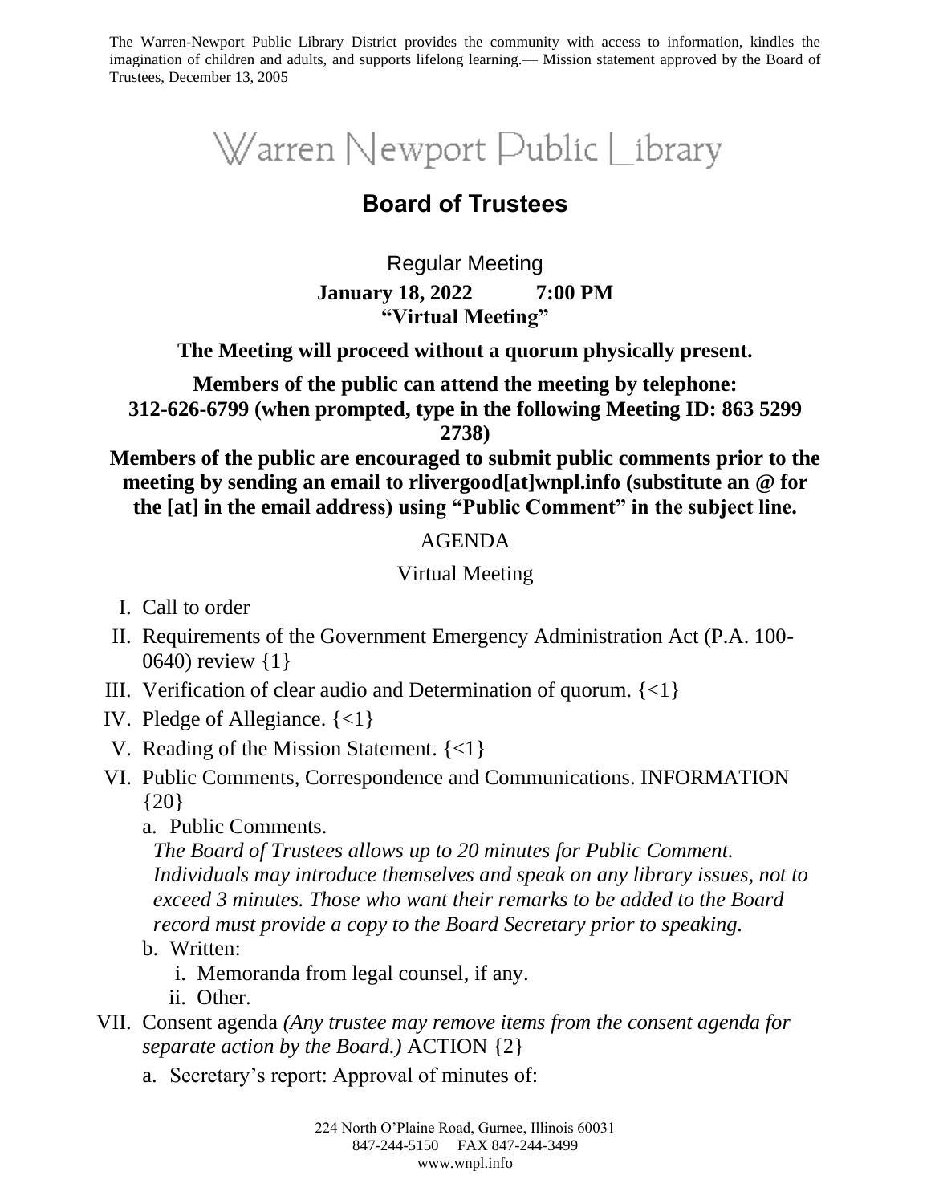The Warren-Newport Public Library District provides the community with access to information, kindles the imagination of children and adults, and supports lifelong learning.— Mission statement approved by the Board of Trustees, December 13, 2005

# Warren Newport Public Library

## Board of Trustees

Regular Meeting

**January 18, 2022 7:00 PM**

**"Virtual Meeting"**

**The Meeting will proceed without a quorum physically present.**

**Members of the public can attend the meeting by telephone: 312-626-6799 (when prompted, type in the following Meeting ID: 863 5299 2738)**

**Members of the public are encouraged to submit public comments prior to the meeting by sending an email to rlivergood[at]wnpl.info (substitute an @ for the [at] in the email address) using "Public Comment" in the subject line.**

AGENDA

Virtual Meeting

I. Call to order

II. Requirements of the Government Emergency Administration Act (P.A. 100-0640) review {1}

III. Verification of clear audio and Determination of quorum. {<1}

IV. Pledge of Allegiance. {<1}

V. Reading of the Mission Statement. {<1}

VI. Public Comments, Correspondence and Communications. INFORMATION {20}

   a. Public Comments.
      *The Board of Trustees allows up to 20 minutes for Public Comment. Individuals may introduce themselves and speak on any library issues, not to exceed 3 minutes. Those who want their remarks to be added to the Board record must provide a copy to the Board Secretary prior to speaking.*

   b. Written:

      i. Memoranda from legal counsel, if any.

      ii. Other.

VII. Consent agenda *(Any trustee may remove items from the consent agenda for separate action by the Board.)* ACTION {2}

   a. Secretary's report: Approval of minutes of: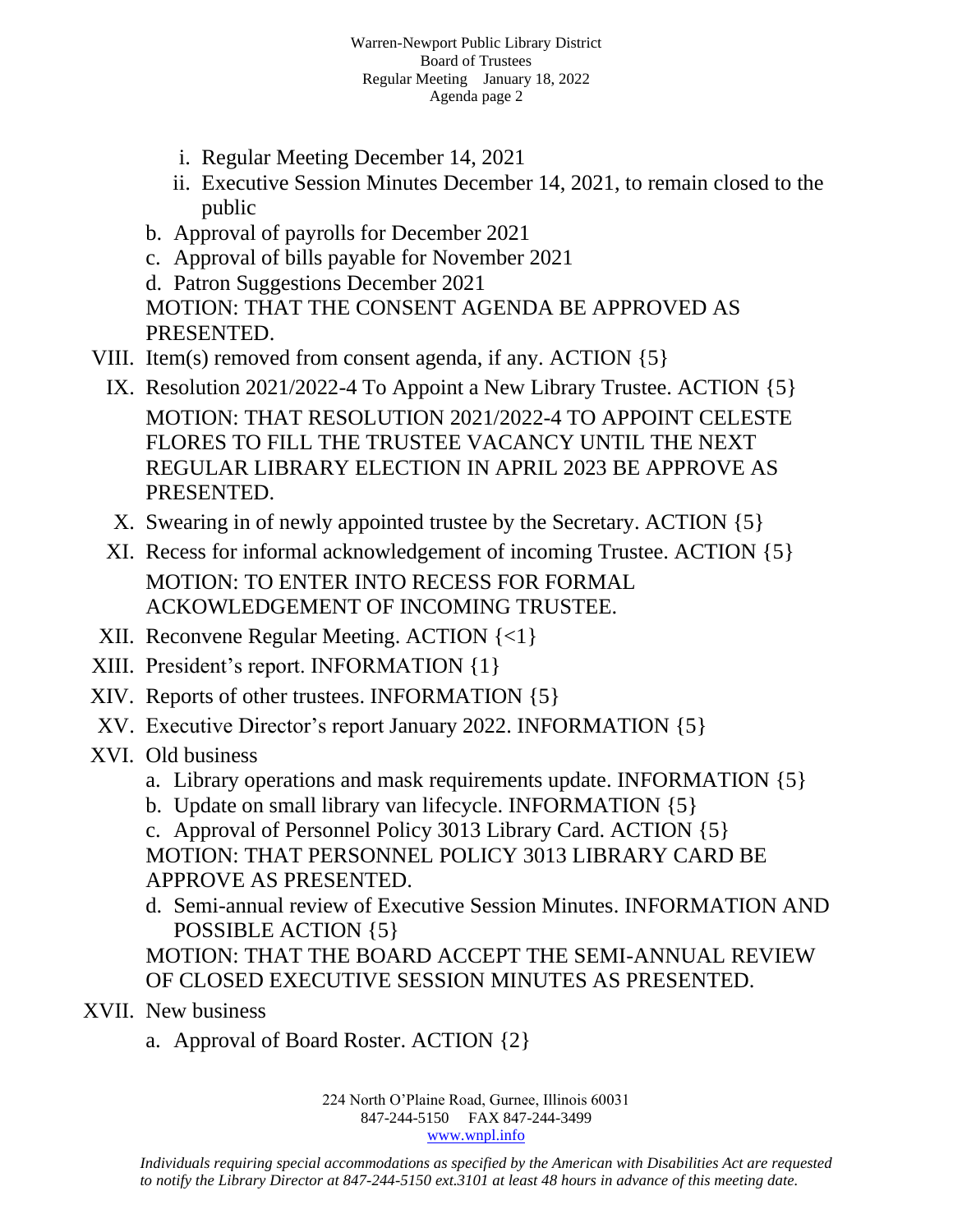i. Regular Meeting December 14, 2021
   ii. Executive Session Minutes December 14, 2021, to remain closed to the public

b. Approval of payrolls for December 2021

c. Approval of bills payable for November 2021

d. Patron Suggestions December 2021

MOTION: THAT THE CONSENT AGENDA BE APPROVED AS PRESENTED.

VIII. Item(s) removed from consent agenda, if any. ACTION {5}

IX. Resolution 2021/2022-4 To Appoint a New Library Trustee. ACTION {5}

MOTION: THAT RESOLUTION 2021/2022-4 TO APPOINT CELESTE FLORES TO FILL THE TRUSTEE VACANCY UNTIL THE NEXT REGULAR LIBRARY ELECTION IN APRIL 2023 BE APPROVE AS PRESENTED.

X. Swearing in of newly appointed trustee by the Secretary. ACTION {5}

XI. Recess for informal acknowledgement of incoming Trustee. ACTION {5}

MOTION: TO ENTER INTO RECESS FOR FORMAL ACKOWLEDGEMENT OF INCOMING TRUSTEE.

XII. Reconvene Regular Meeting. ACTION {<1}

XIII. President's report. INFORMATION {1}

XIV. Reports of other trustees. INFORMATION {5}

XV. Executive Director's report January 2022. INFORMATION {5}

XVI. Old business

a. Library operations and mask requirements update. INFORMATION {5}

b. Update on small library van lifecycle. INFORMATION {5}

c. Approval of Personnel Policy 3013 Library Card. ACTION {5}

MOTION: THAT PERSONNEL POLICY 3013 LIBRARY CARD BE APPROVE AS PRESENTED.

d. Semi-annual review of Executive Session Minutes. INFORMATION AND POSSIBLE ACTION {5}

MOTION: THAT THE BOARD ACCEPT THE SEMI-ANNUAL REVIEW OF CLOSED EXECUTIVE SESSION MINUTES AS PRESENTED.

XVII. New business

a. Approval of Board Roster. ACTION {2}

224 North O'Plaine Road, Gurnee, Illinois 60031
847-244-5150 FAX 847-244-3499
www.wnpl.info

*Individuals requiring special accommodations as specified by the American with Disabilities Act are requested to notify the Library Director at 847-244-5150 ext.3101 at least 48 hours in advance of this meeting date.*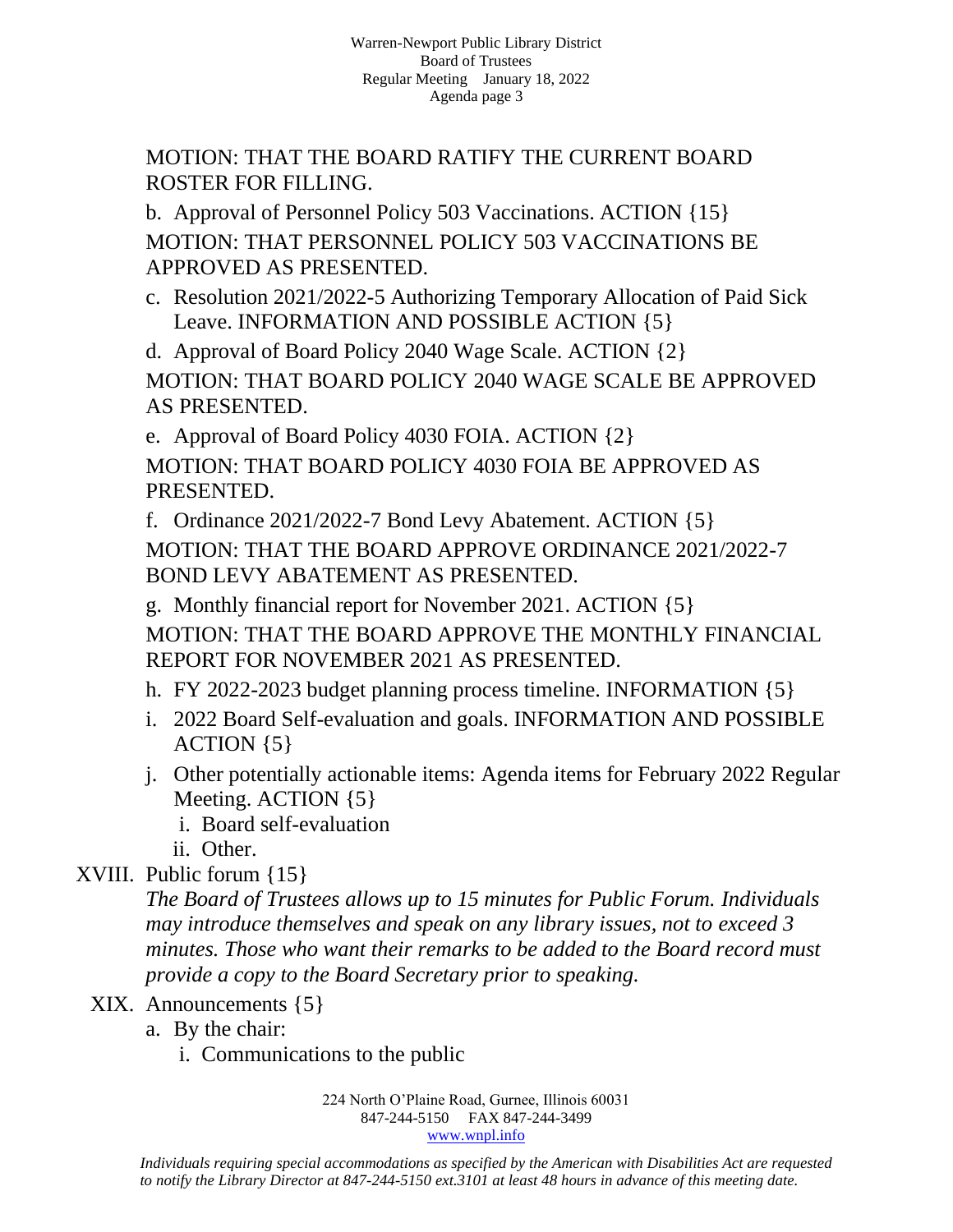MOTION: THAT THE BOARD RATIFY THE CURRENT BOARD ROSTER FOR FILLING.

b. Approval of Personnel Policy 503 Vaccinations. ACTION {15}

MOTION: THAT PERSONNEL POLICY 503 VACCINATIONS BE APPROVED AS PRESENTED.

c. Resolution 2021/2022-5 Authorizing Temporary Allocation of Paid Sick Leave. INFORMATION AND POSSIBLE ACTION {5}

d. Approval of Board Policy 2040 Wage Scale. ACTION {2}

MOTION: THAT BOARD POLICY 2040 WAGE SCALE BE APPROVED AS PRESENTED.

e. Approval of Board Policy 4030 FOIA. ACTION {2}

MOTION: THAT BOARD POLICY 4030 FOIA BE APPROVED AS PRESENTED.

f. Ordinance 2021/2022-7 Bond Levy Abatement. ACTION {5}

MOTION: THAT THE BOARD APPROVE ORDINANCE 2021/2022-7 BOND LEVY ABATEMENT AS PRESENTED.

g. Monthly financial report for November 2021. ACTION {5}

MOTION: THAT THE BOARD APPROVE THE MONTHLY FINANCIAL REPORT FOR NOVEMBER 2021 AS PRESENTED.

h. FY 2022-2023 budget planning process timeline. INFORMATION {5}

i. 2022 Board Self-evaluation and goals. INFORMATION AND POSSIBLE ACTION {5}

j. Other potentially actionable items: Agenda items for February 2022 Regular Meeting. ACTION {5}

   i. Board self-evaluation
   ii. Other.

XVIII. Public forum {15}

*The Board of Trustees allows up to 15 minutes for Public Forum. Individuals may introduce themselves and speak on any library issues, not to exceed 3 minutes. Those who want their remarks to be added to the Board record must provide a copy to the Board Secretary prior to speaking.*

XIX. Announcements {5}

a. By the chair:
   i. Communications to the public

224 North O'Plaine Road, Gurnee, Illinois 60031
847-244-5150 FAX 847-244-3499
www.wnpl.info

*Individuals requiring special accommodations as specified by the American with Disabilities Act are requested to notify the Library Director at 847-244-5150 ext.3101 at least 48 hours in advance of this meeting date.*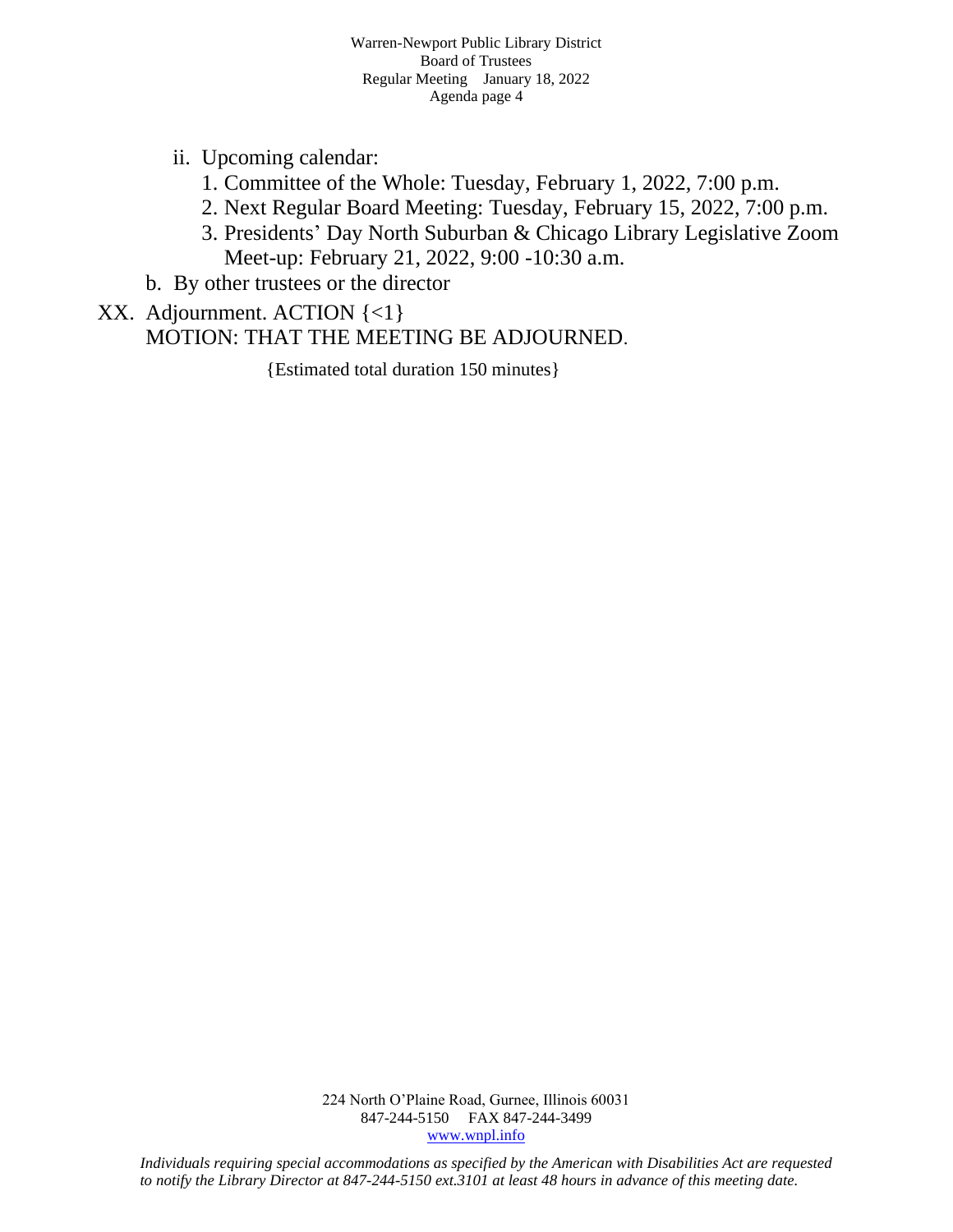ii. Upcoming calendar:
   1. Committee of the Whole: Tuesday, February 1, 2022, 7:00 p.m.
   2. Next Regular Board Meeting: Tuesday, February 15, 2022, 7:00 p.m.
   3. Presidents' Day North Suburban & Chicago Library Legislative Zoom Meet-up: February 21, 2022, 9:00 -10:30 a.m.

b. By other trustees or the director

XX. Adjournment. ACTION {<1}
MOTION: THAT THE MEETING BE ADJOURNED.

{Estimated total duration 150 minutes}

224 North O'Plaine Road, Gurnee, Illinois 60031
847-244-5150 FAX 847-244-3499
www.wnpl.info

*Individuals requiring special accommodations as specified by the American with Disabilities Act are requested to notify the Library Director at 847-244-5150 ext.3101 at least 48 hours in advance of this meeting date.*